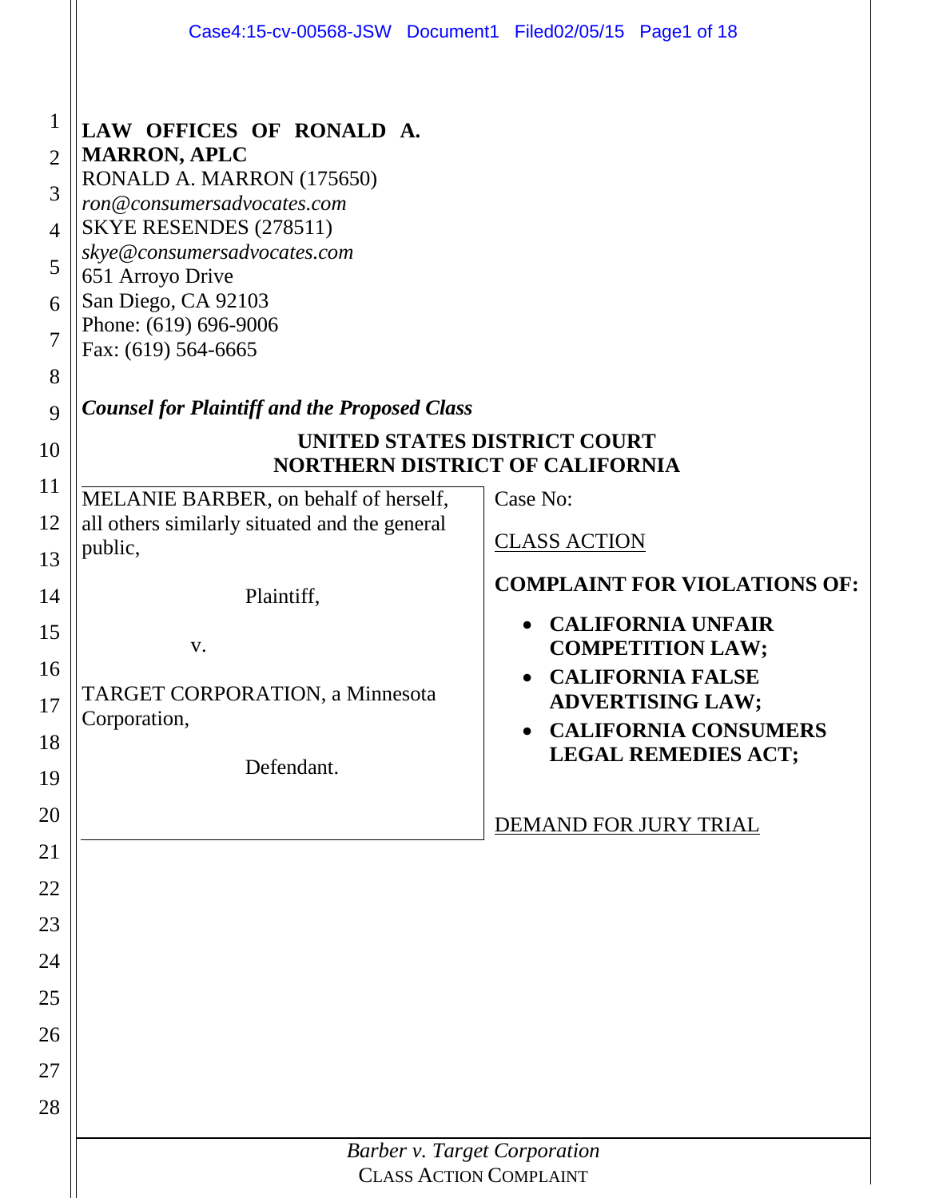**LAW OFFICES OF RONALD A. MARRON, APLC**
RONALD A. MARRON (175650)
*ron@consumersadvocates.com*
SKYE RESENDES (278511)
*skye@consumersadvocates.com*
651 Arroyo Drive
San Diego, CA 92103
Phone: (619) 696-9006
Fax: (619) 564-6665

***Counsel for Plaintiff and the Proposed Class***

**UNITED STATES DISTRICT COURT**
**NORTHERN DISTRICT OF CALIFORNIA**

MELANIE BARBER, on behalf of herself, all others similarly situated and the general public,

Plaintiff,

v.

TARGET CORPORATION, a Minnesota Corporation,

Defendant.

Case No:

CLASS ACTION

**COMPLAINT FOR VIOLATIONS OF:**

- **CALIFORNIA UNFAIR COMPETITION LAW;**
- **CALIFORNIA FALSE ADVERTISING LAW;**
- **CALIFORNIA CONSUMERS LEGAL REMEDIES ACT;**

DEMAND FOR JURY TRIAL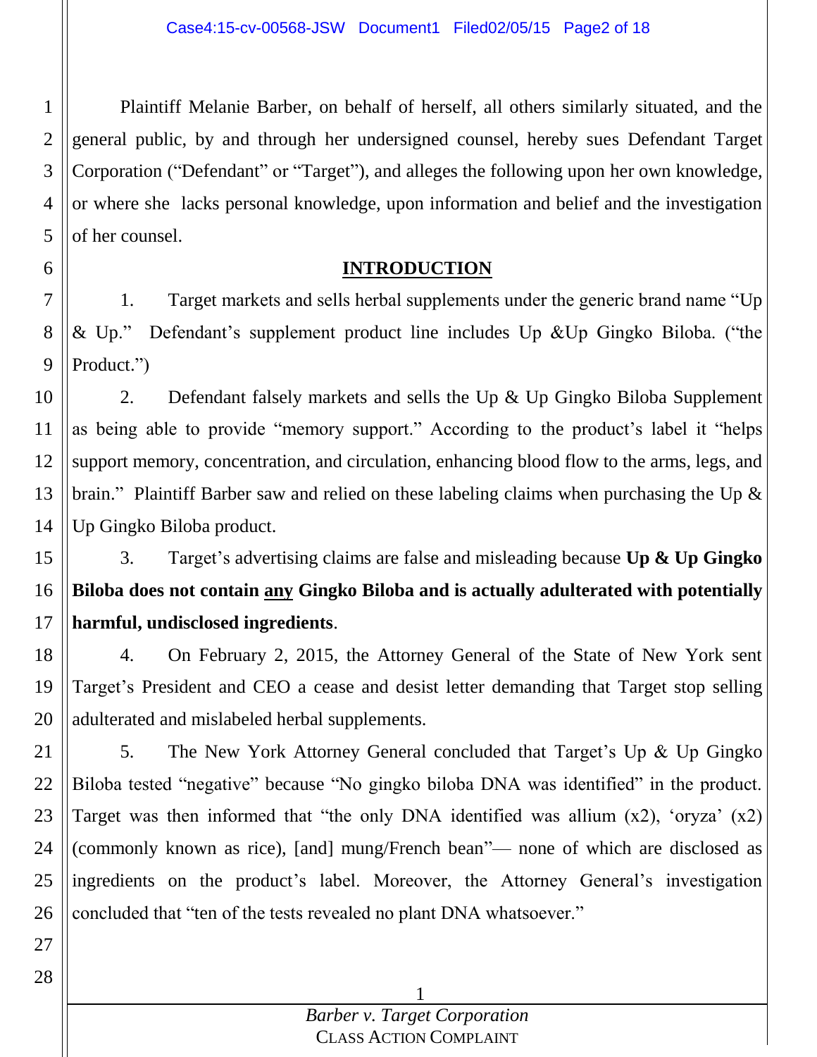Plaintiff Melanie Barber, on behalf of herself, all others similarly situated, and the general public, by and through her undersigned counsel, hereby sues Defendant Target Corporation ("Defendant" or "Target"), and alleges the following upon her own knowledge, or where she lacks personal knowledge, upon information and belief and the investigation of her counsel.

## INTRODUCTION

1. Target markets and sells herbal supplements under the generic brand name "Up & Up." Defendant's supplement product line includes Up &Up Gingko Biloba. ("the Product.")

2. Defendant falsely markets and sells the Up & Up Gingko Biloba Supplement as being able to provide "memory support." According to the product's label it "helps support memory, concentration, and circulation, enhancing blood flow to the arms, legs, and brain." Plaintiff Barber saw and relied on these labeling claims when purchasing the Up & Up Gingko Biloba product.

3. Target's advertising claims are false and misleading because **Up & Up Gingko Biloba does not contain any Gingko Biloba and is actually adulterated with potentially harmful, undisclosed ingredients**.

4. On February 2, 2015, the Attorney General of the State of New York sent Target's President and CEO a cease and desist letter demanding that Target stop selling adulterated and mislabeled herbal supplements.

5. The New York Attorney General concluded that Target's Up & Up Gingko Biloba tested "negative" because "No gingko biloba DNA was identified" in the product. Target was then informed that "the only DNA identified was allium (x2), 'oryza' (x2) (commonly known as rice), [and] mung/French bean"— none of which are disclosed as ingredients on the product's label. Moreover, the Attorney General's investigation concluded that "ten of the tests revealed no plant DNA whatsoever."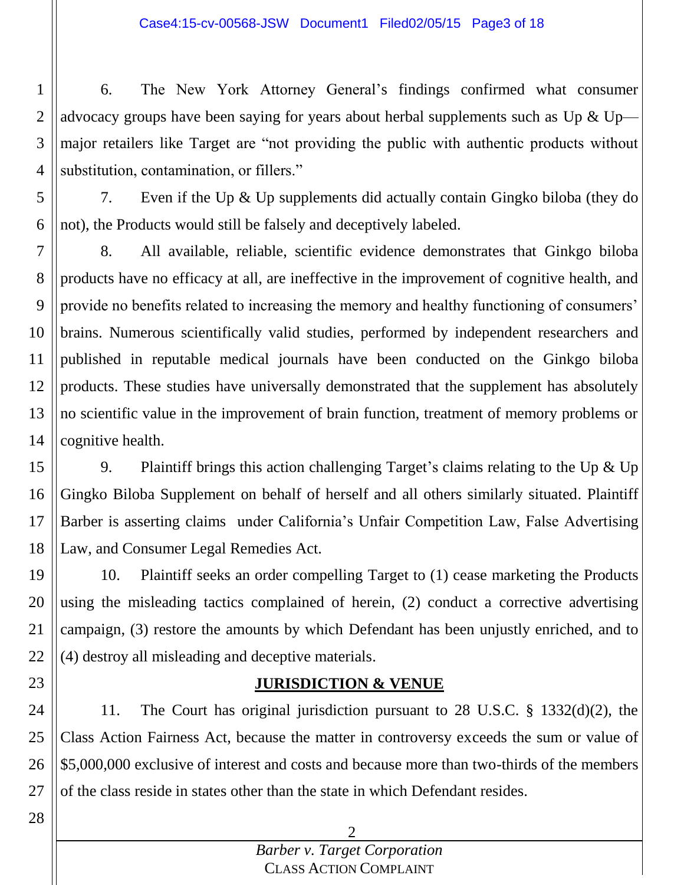6. The New York Attorney General's findings confirmed what consumer advocacy groups have been saying for years about herbal supplements such as Up & Up—major retailers like Target are "not providing the public with authentic products without substitution, contamination, or fillers."

7. Even if the Up & Up supplements did actually contain Gingko biloba (they do not), the Products would still be falsely and deceptively labeled.

8. All available, reliable, scientific evidence demonstrates that Ginkgo biloba products have no efficacy at all, are ineffective in the improvement of cognitive health, and provide no benefits related to increasing the memory and healthy functioning of consumers' brains. Numerous scientifically valid studies, performed by independent researchers and published in reputable medical journals have been conducted on the Ginkgo biloba products. These studies have universally demonstrated that the supplement has absolutely no scientific value in the improvement of brain function, treatment of memory problems or cognitive health.

9. Plaintiff brings this action challenging Target's claims relating to the Up & Up Gingko Biloba Supplement on behalf of herself and all others similarly situated. Plaintiff Barber is asserting claims under California's Unfair Competition Law, False Advertising Law, and Consumer Legal Remedies Act.

10. Plaintiff seeks an order compelling Target to (1) cease marketing the Products using the misleading tactics complained of herein, (2) conduct a corrective advertising campaign, (3) restore the amounts by which Defendant has been unjustly enriched, and to (4) destroy all misleading and deceptive materials.

## JURISDICTION & VENUE

11. The Court has original jurisdiction pursuant to 28 U.S.C. § 1332(d)(2), the Class Action Fairness Act, because the matter in controversy exceeds the sum or value of $5,000,000 exclusive of interest and costs and because more than two-thirds of the members of the class reside in states other than the state in which Defendant resides.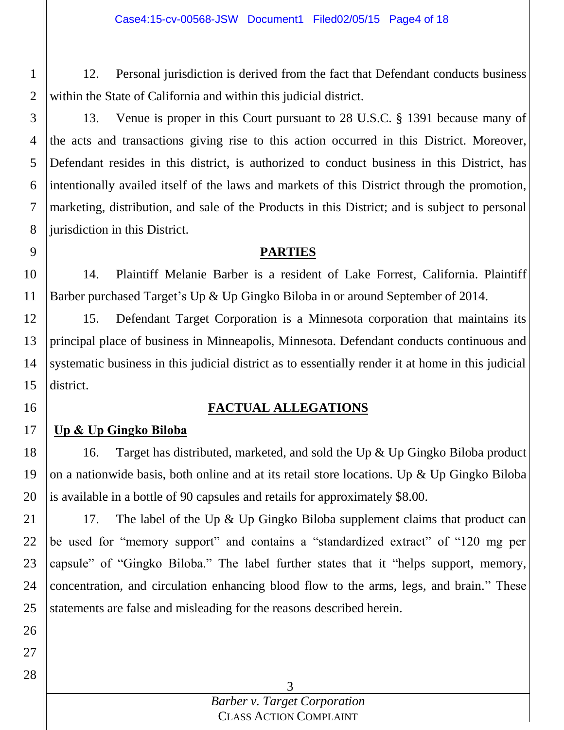12. Personal jurisdiction is derived from the fact that Defendant conducts business within the State of California and within this judicial district.

13. Venue is proper in this Court pursuant to 28 U.S.C. § 1391 because many of the acts and transactions giving rise to this action occurred in this District. Moreover, Defendant resides in this district, is authorized to conduct business in this District, has intentionally availed itself of the laws and markets of this District through the promotion, marketing, distribution, and sale of the Products in this District; and is subject to personal jurisdiction in this District.

## PARTIES

14. Plaintiff Melanie Barber is a resident of Lake Forrest, California. Plaintiff Barber purchased Target's Up & Up Gingko Biloba in or around September of 2014.

15. Defendant Target Corporation is a Minnesota corporation that maintains its principal place of business in Minneapolis, Minnesota. Defendant conducts continuous and systematic business in this judicial district as to essentially render it at home in this judicial district.

## FACTUAL ALLEGATIONS

### Up & Up Gingko Biloba

16. Target has distributed, marketed, and sold the Up & Up Gingko Biloba product on a nationwide basis, both online and at its retail store locations. Up & Up Gingko Biloba is available in a bottle of 90 capsules and retails for approximately $8.00.

17. The label of the Up & Up Gingko Biloba supplement claims that product can be used for "memory support" and contains a "standardized extract" of "120 mg per capsule" of "Gingko Biloba." The label further states that it "helps support, memory, concentration, and circulation enhancing blood flow to the arms, legs, and brain." These statements are false and misleading for the reasons described herein.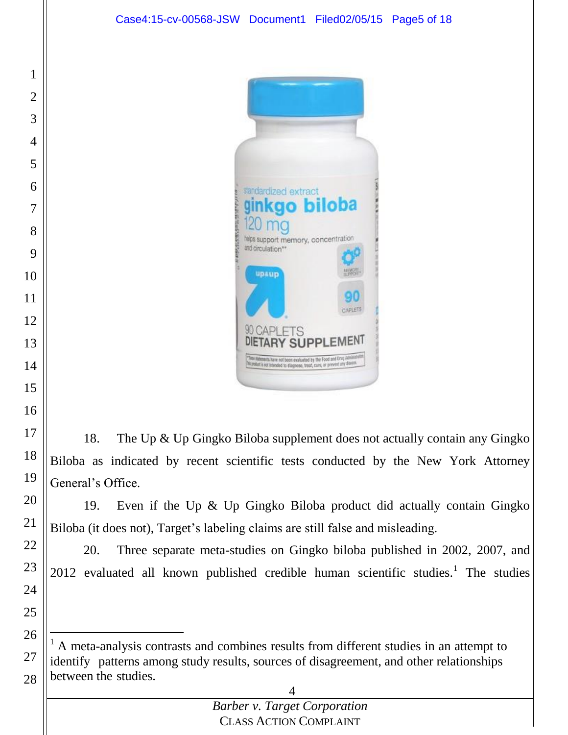18. The Up & Up Gingko Biloba supplement does not actually contain any Gingko Biloba as indicated by recent scientific tests conducted by the New York Attorney General's Office.

19. Even if the Up & Up Gingko Biloba product did actually contain Gingko Biloba (it does not), Target's labeling claims are still false and misleading.

20. Three separate meta-studies on Gingko biloba published in 2002, 2007, and 2012 evaluated all known published credible human scientific studies.[1] The studies

---

[1] A meta-analysis contrasts and combines results from different studies in an attempt to identify patterns among study results, sources of disagreement, and other relationships between the studies.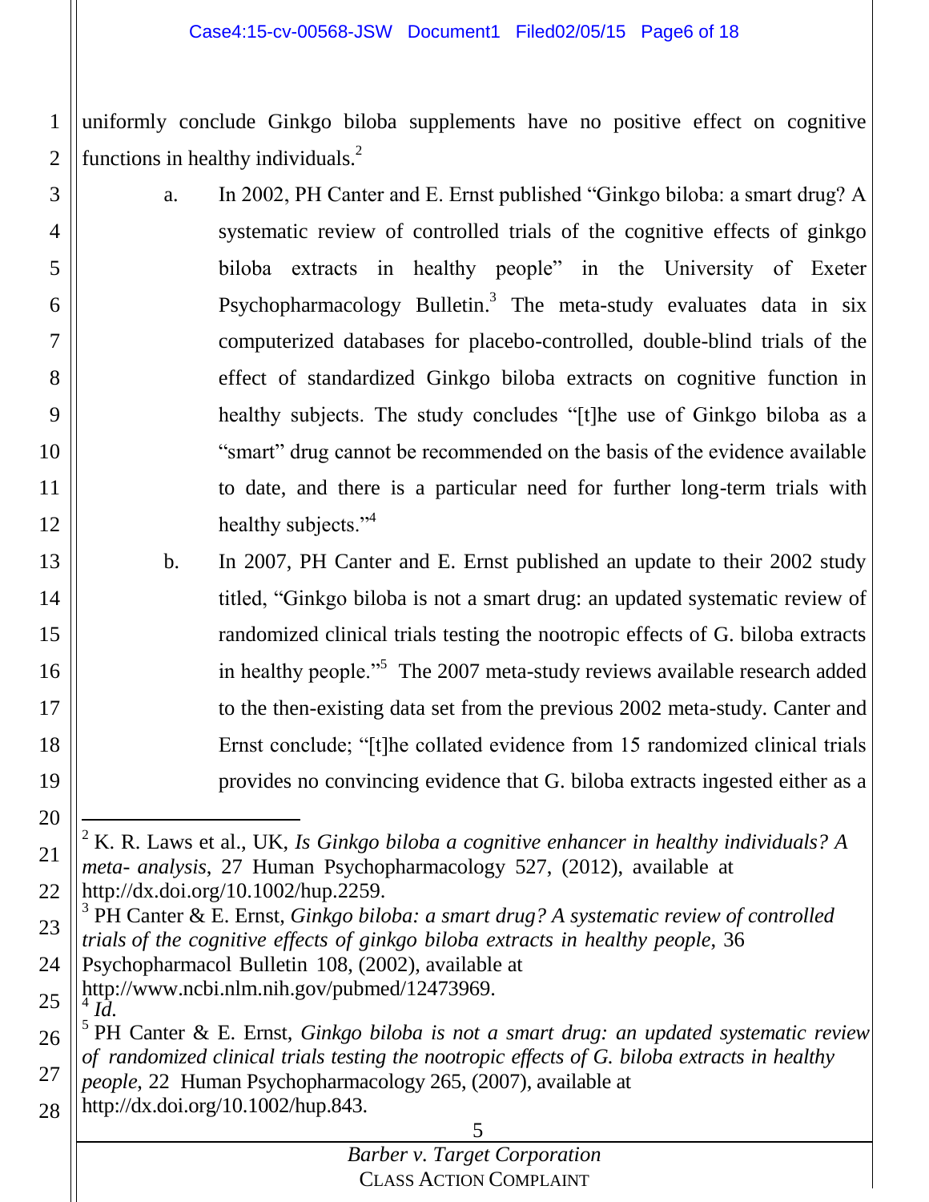uniformly conclude Ginkgo biloba supplements have no positive effect on cognitive functions in healthy individuals.[2]

a. In 2002, PH Canter and E. Ernst published "Ginkgo biloba: a smart drug? A systematic review of controlled trials of the cognitive effects of ginkgo biloba extracts in healthy people" in the University of Exeter Psychopharmacology Bulletin.[3] The meta-study evaluates data in six computerized databases for placebo-controlled, double-blind trials of the effect of standardized Ginkgo biloba extracts on cognitive function in healthy subjects. The study concludes "[t]he use of Ginkgo biloba as a "smart" drug cannot be recommended on the basis of the evidence available to date, and there is a particular need for further long-term trials with healthy subjects."[4]

b. In 2007, PH Canter and E. Ernst published an update to their 2002 study titled, "Ginkgo biloba is not a smart drug: an updated systematic review of randomized clinical trials testing the nootropic effects of G. biloba extracts in healthy people."[5] The 2007 meta-study reviews available research added to the then-existing data set from the previous 2002 meta-study. Canter and Ernst conclude; "[t]he collated evidence from 15 randomized clinical trials provides no convincing evidence that G. biloba extracts ingested either as a

---

[2] K. R. Laws et al., UK, *Is Ginkgo biloba a cognitive enhancer in healthy individuals? A meta- analysis*, 27 Human Psychopharmacology 527, (2012), available at http://dx.doi.org/10.1002/hup.2259.

[3] PH Canter & E. Ernst, *Ginkgo biloba: a smart drug? A systematic review of controlled trials of the cognitive effects of ginkgo biloba extracts in healthy people*, 36 Psychopharmacol Bulletin 108, (2002), available at http://www.ncbi.nlm.nih.gov/pubmed/12473969.

[4] *Id.*

[5] PH Canter & E. Ernst, *Ginkgo biloba is not a smart drug: an updated systematic review of randomized clinical trials testing the nootropic effects of G. biloba extracts in healthy people*, 22 Human Psychopharmacology 265, (2007), available at http://dx.doi.org/10.1002/hup.843.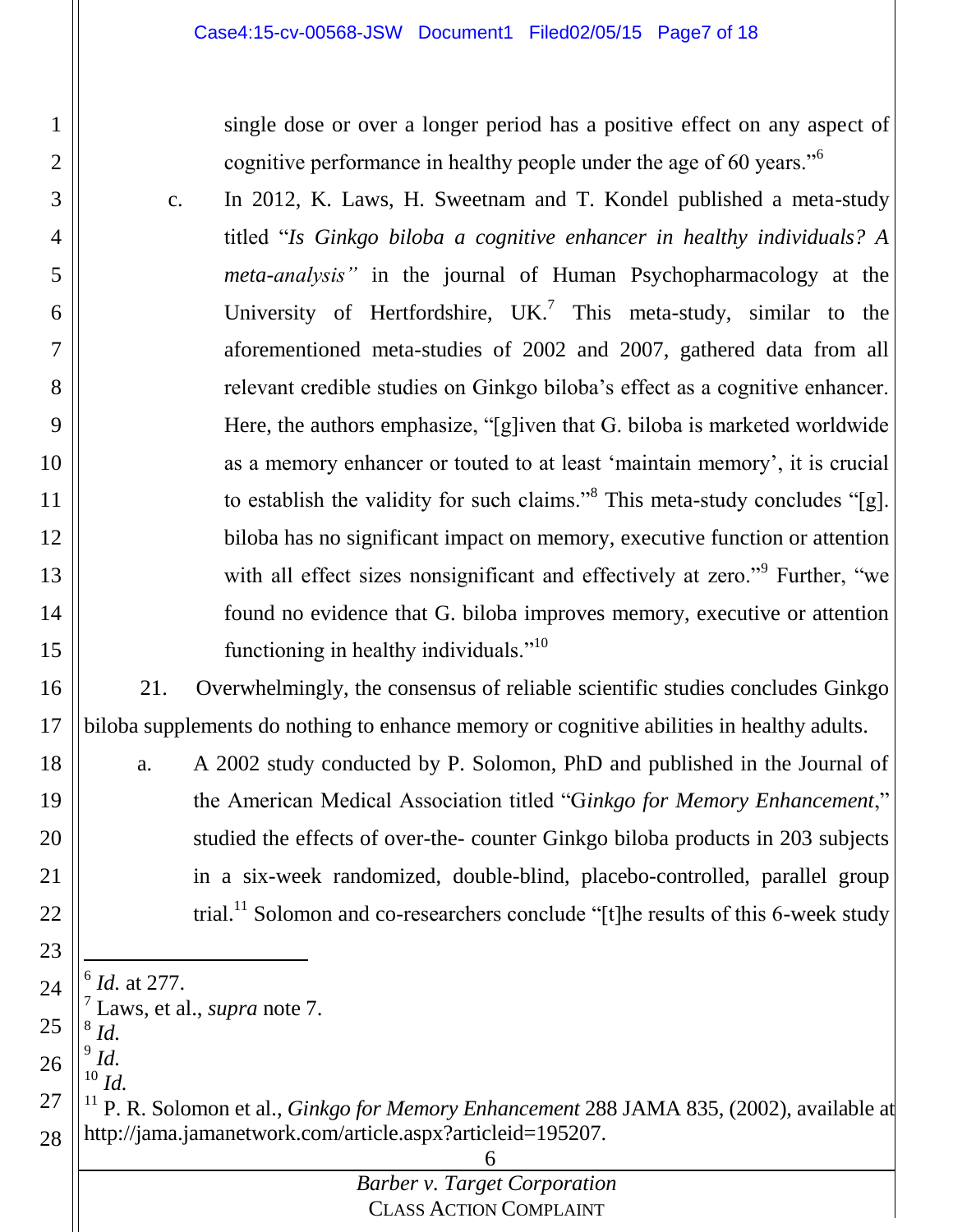single dose or over a longer period has a positive effect on any aspect of cognitive performance in healthy people under the age of 60 years."[6]

c. In 2012, K. Laws, H. Sweetnam and T. Kondel published a meta-study titled "*Is Ginkgo biloba a cognitive enhancer in healthy individuals? A meta-analysis"* in the journal of Human Psychopharmacology at the University of Hertfordshire, UK.[7] This meta-study, similar to the aforementioned meta-studies of 2002 and 2007, gathered data from all relevant credible studies on Ginkgo biloba's effect as a cognitive enhancer. Here, the authors emphasize, "[g]iven that G. biloba is marketed worldwide as a memory enhancer or touted to at least 'maintain memory', it is crucial to establish the validity for such claims."[8] This meta-study concludes "[g]. biloba has no significant impact on memory, executive function or attention with all effect sizes nonsignificant and effectively at zero."[9] Further, "we found no evidence that G. biloba improves memory, executive or attention functioning in healthy individuals."[10]

21. Overwhelmingly, the consensus of reliable scientific studies concludes Ginkgo biloba supplements do nothing to enhance memory or cognitive abilities in healthy adults.

a. A 2002 study conducted by P. Solomon, PhD and published in the Journal of the American Medical Association titled "G*inkgo for Memory Enhancement*," studied the effects of over-the- counter Ginkgo biloba products in 203 subjects in a six-week randomized, double-blind, placebo-controlled, parallel group trial.[11] Solomon and co-researchers conclude "[t]he results of this 6-week study

---

[6] *Id.* at 277.

[7] Laws, et al., *supra* note 7.

[8] *Id.*

[9] *Id.*

[10] *Id.*

[11] P. R. Solomon et al., *Ginkgo for Memory Enhancement* 288 JAMA 835, (2002), available at http://jama.jamanetwork.com/article.aspx?articleid=195207.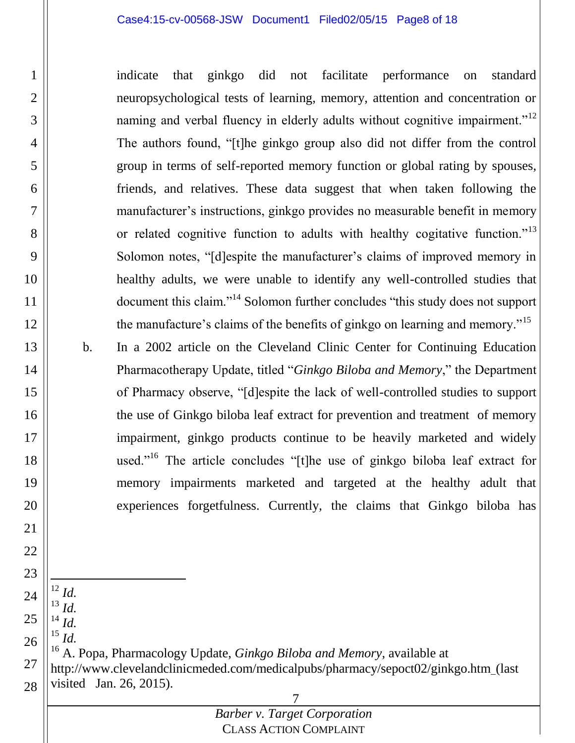indicate that ginkgo did not facilitate performance on standard neuropsychological tests of learning, memory, attention and concentration or naming and verbal fluency in elderly adults without cognitive impairment."[12] The authors found, "[t]he ginkgo group also did not differ from the control group in terms of self-reported memory function or global rating by spouses, friends, and relatives. These data suggest that when taken following the manufacturer's instructions, ginkgo provides no measurable benefit in memory or related cognitive function to adults with healthy cogitative function."[13] Solomon notes, "[d]espite the manufacturer's claims of improved memory in healthy adults, we were unable to identify any well-controlled studies that document this claim."[14] Solomon further concludes "this study does not support the manufacture's claims of the benefits of ginkgo on learning and memory."[15]

b. In a 2002 article on the Cleveland Clinic Center for Continuing Education Pharmacotherapy Update, titled "*Ginkgo Biloba and Memory*," the Department of Pharmacy observe, "[d]espite the lack of well-controlled studies to support the use of Ginkgo biloba leaf extract for prevention and treatment of memory impairment, ginkgo products continue to be heavily marketed and widely used."[16] The article concludes "[t]he use of ginkgo biloba leaf extract for memory impairments marketed and targeted at the healthy adult that experiences forgetfulness. Currently, the claims that Ginkgo biloba has

---

[12] *Id.*

[13] *Id.*

[14] *Id.*

[15] *Id.*

[16] A. Popa, Pharmacology Update, *Ginkgo Biloba and Memory*, available at http://www.clevelandclinicmeded.com/medicalpubs/pharmacy/sepoct02/ginkgo.htm (last visited Jan. 26, 2015).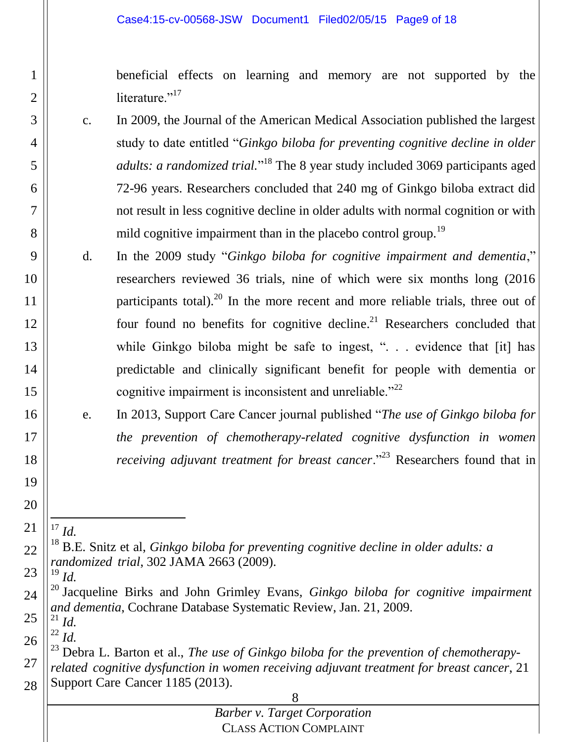beneficial effects on learning and memory are not supported by the literature."[17]

c. In 2009, the Journal of the American Medical Association published the largest study to date entitled "*Ginkgo biloba for preventing cognitive decline in older adults: a randomized trial*."[18] The 8 year study included 3069 participants aged 72-96 years. Researchers concluded that 240 mg of Ginkgo biloba extract did not result in less cognitive decline in older adults with normal cognition or with mild cognitive impairment than in the placebo control group.[19]

d. In the 2009 study "*Ginkgo biloba for cognitive impairment and dementia*," researchers reviewed 36 trials, nine of which were six months long (2016 participants total).[20] In the more recent and more reliable trials, three out of four found no benefits for cognitive decline.[21] Researchers concluded that while Ginkgo biloba might be safe to ingest, ". . . evidence that [it] has predictable and clinically significant benefit for people with dementia or cognitive impairment is inconsistent and unreliable."[22]

e. In 2013, Support Care Cancer journal published "*The use of Ginkgo biloba for the prevention of chemotherapy-related cognitive dysfunction in women receiving adjuvant treatment for breast cancer*."[23] Researchers found that in

---

[17] *Id.*

[18] B.E. Snitz et al, *Ginkgo biloba for preventing cognitive decline in older adults: a randomized trial*, 302 JAMA 2663 (2009).

[19] *Id.*

[20] Jacqueline Birks and John Grimley Evans, *Ginkgo biloba for cognitive impairment and dementia*, Cochrane Database Systematic Review, Jan. 21, 2009.

[21] *Id.*

[22] *Id.*

[23] Debra L. Barton et al., *The use of Ginkgo biloba for the prevention of chemotherapy-related cognitive dysfunction in women receiving adjuvant treatment for breast cancer*, 21 Support Care Cancer 1185 (2013).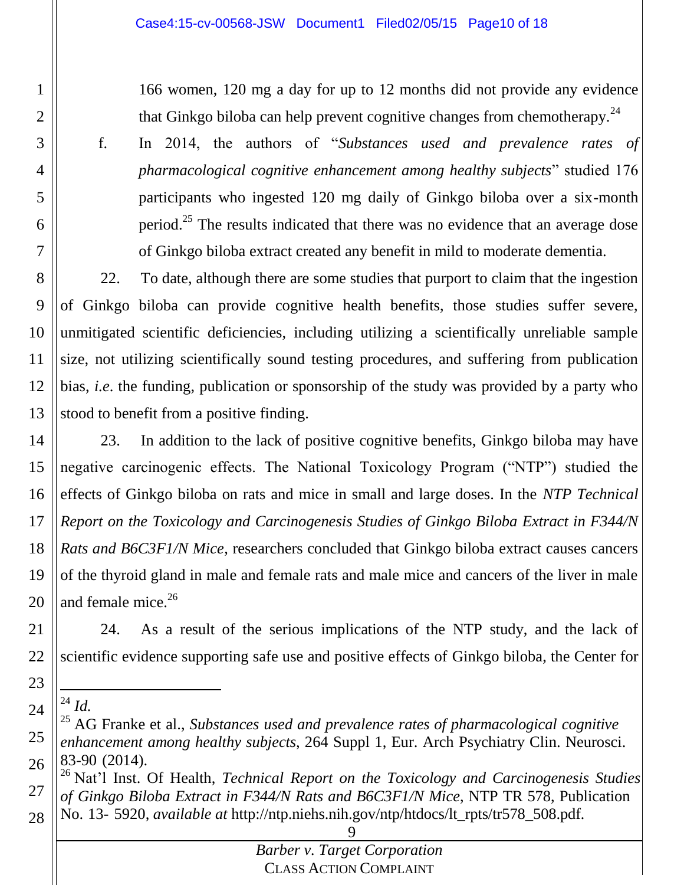166 women, 120 mg a day for up to 12 months did not provide any evidence that Ginkgo biloba can help prevent cognitive changes from chemotherapy.[24]

f. In 2014, the authors of "*Substances used and prevalence rates of pharmacological cognitive enhancement among healthy subjects*" studied 176 participants who ingested 120 mg daily of Ginkgo biloba over a six-month period.[25] The results indicated that there was no evidence that an average dose of Ginkgo biloba extract created any benefit in mild to moderate dementia.

22. To date, although there are some studies that purport to claim that the ingestion of Ginkgo biloba can provide cognitive health benefits, those studies suffer severe, unmitigated scientific deficiencies, including utilizing a scientifically unreliable sample size, not utilizing scientifically sound testing procedures, and suffering from publication bias, *i.e*. the funding, publication or sponsorship of the study was provided by a party who stood to benefit from a positive finding.

23. In addition to the lack of positive cognitive benefits, Ginkgo biloba may have negative carcinogenic effects. The National Toxicology Program ("NTP") studied the effects of Ginkgo biloba on rats and mice in small and large doses. In the *NTP Technical Report on the Toxicology and Carcinogenesis Studies of Ginkgo Biloba Extract in F344/N Rats and B6C3F1/N Mice*, researchers concluded that Ginkgo biloba extract causes cancers of the thyroid gland in male and female rats and male mice and cancers of the liver in male and female mice.[26]

24. As a result of the serious implications of the NTP study, and the lack of scientific evidence supporting safe use and positive effects of Ginkgo biloba, the Center for

---

[24] *Id.*

[25] AG Franke et al., *Substances used and prevalence rates of pharmacological cognitive enhancement among healthy subjects*, 264 Suppl 1, Eur. Arch Psychiatry Clin. Neurosci. 83-90 (2014).

[26] Nat'l Inst. Of Health, *Technical Report on the Toxicology and Carcinogenesis Studies of Ginkgo Biloba Extract in F344/N Rats and B6C3F1/N Mice*, NTP TR 578, Publication No. 13- 5920, *available at* http://ntp.niehs.nih.gov/ntp/htdocs/lt_rpts/tr578_508.pdf.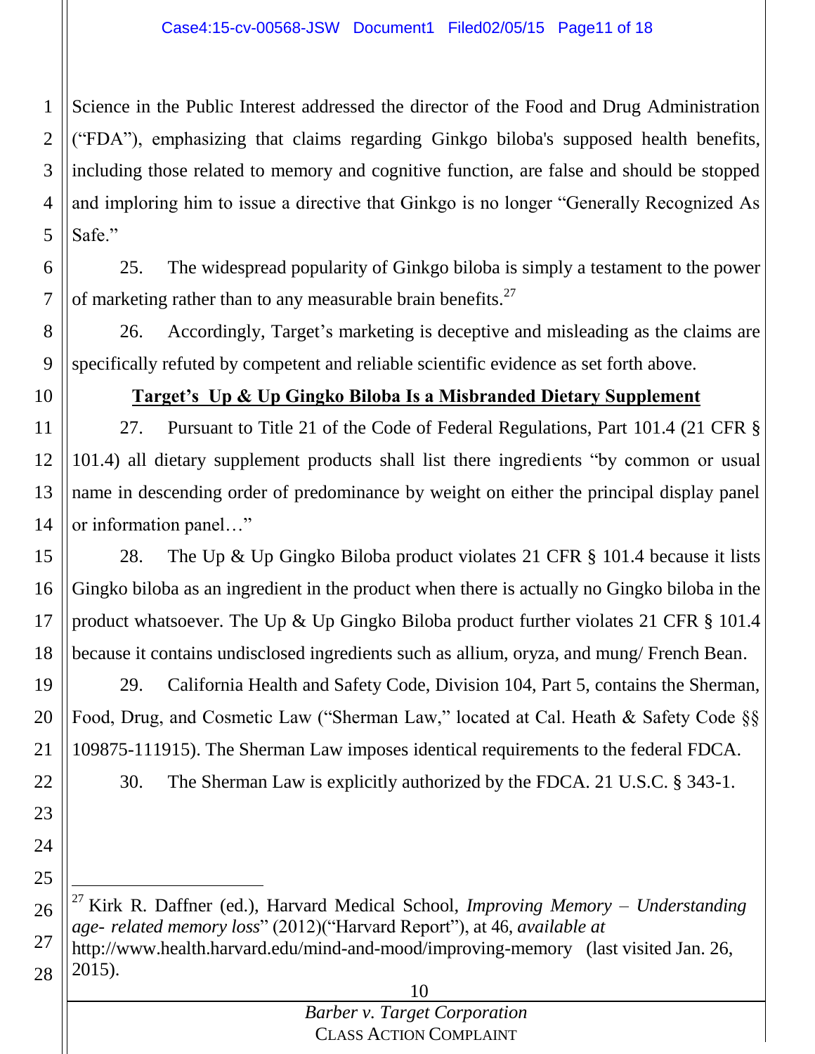Science in the Public Interest addressed the director of the Food and Drug Administration ("FDA"), emphasizing that claims regarding Ginkgo biloba's supposed health benefits, including those related to memory and cognitive function, are false and should be stopped and imploring him to issue a directive that Ginkgo is no longer "Generally Recognized As Safe."

25. The widespread popularity of Ginkgo biloba is simply a testament to the power of marketing rather than to any measurable brain benefits.[27]

26. Accordingly, Target's marketing is deceptive and misleading as the claims are specifically refuted by competent and reliable scientific evidence as set forth above.

**Target's Up & Up Gingko Biloba Is a Misbranded Dietary Supplement**

27. Pursuant to Title 21 of the Code of Federal Regulations, Part 101.4 (21 CFR § 101.4) all dietary supplement products shall list there ingredients "by common or usual name in descending order of predominance by weight on either the principal display panel or information panel…"

28. The Up & Up Gingko Biloba product violates 21 CFR § 101.4 because it lists Gingko biloba as an ingredient in the product when there is actually no Gingko biloba in the product whatsoever. The Up & Up Gingko Biloba product further violates 21 CFR § 101.4 because it contains undisclosed ingredients such as allium, oryza, and mung/ French Bean.

29. California Health and Safety Code, Division 104, Part 5, contains the Sherman, Food, Drug, and Cosmetic Law ("Sherman Law," located at Cal. Heath & Safety Code §§ 109875-111915). The Sherman Law imposes identical requirements to the federal FDCA.

30. The Sherman Law is explicitly authorized by the FDCA. 21 U.S.C. § 343-1.

---

[27] Kirk R. Daffner (ed.), Harvard Medical School, *Improving Memory – Understanding age- related memory loss*" (2012)("Harvard Report"), at 46, *available at* http://www.health.harvard.edu/mind-and-mood/improving-memory (last visited Jan. 26, 2015).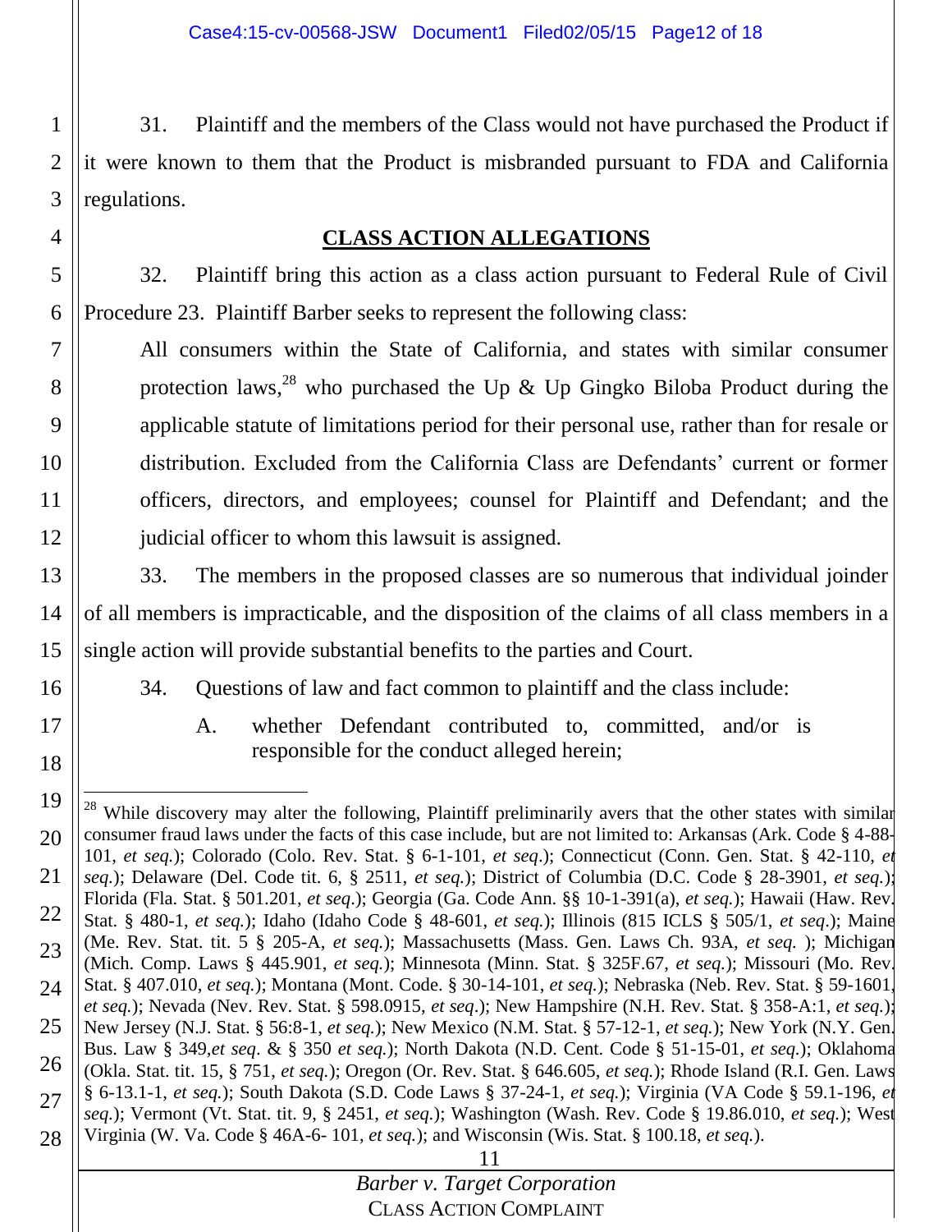31. Plaintiff and the members of the Class would not have purchased the Product if it were known to them that the Product is misbranded pursuant to FDA and California regulations.

## CLASS ACTION ALLEGATIONS

32. Plaintiff bring this action as a class action pursuant to Federal Rule of Civil Procedure 23. Plaintiff Barber seeks to represent the following class:

> All consumers within the State of California, and states with similar consumer protection laws,[28] who purchased the Up & Up Gingko Biloba Product during the applicable statute of limitations period for their personal use, rather than for resale or distribution. Excluded from the California Class are Defendants' current or former officers, directors, and employees; counsel for Plaintiff and Defendant; and the judicial officer to whom this lawsuit is assigned.

33. The members in the proposed classes are so numerous that individual joinder of all members is impracticable, and the disposition of the claims of all class members in a single action will provide substantial benefits to the parties and Court.

34. Questions of law and fact common to plaintiff and the class include:

A. whether Defendant contributed to, committed, and/or is responsible for the conduct alleged herein;

---

[28] While discovery may alter the following, Plaintiff preliminarily avers that the other states with similar consumer fraud laws under the facts of this case include, but are not limited to: Arkansas (Ark. Code § 4-88-101, *et seq.*); Colorado (Colo. Rev. Stat. § 6-1-101, *et seq*.); Connecticut (Conn. Gen. Stat. § 42-110, *et seq.*); Delaware (Del. Code tit. 6, § 2511, *et seq.*); District of Columbia (D.C. Code § 28-3901, *et seq.*); Florida (Fla. Stat. § 501.201, *et seq*.); Georgia (Ga. Code Ann. §§ 10-1-391(a), *et seq.*); Hawaii (Haw. Rev. Stat. § 480-1, *et seq.*); Idaho (Idaho Code § 48-601, *et seq.*); Illinois (815 ICLS § 505/1, *et seq*.); Maine (Me. Rev. Stat. tit. 5 § 205-A, *et seq.*); Massachusetts (Mass. Gen. Laws Ch. 93A, *et seq.* ); Michigan (Mich. Comp. Laws § 445.901, *et seq.*); Minnesota (Minn. Stat. § 325F.67, *et seq.*); Missouri (Mo. Rev. Stat. § 407.010, *et seq.*); Montana (Mont. Code. § 30-14-101, *et seq.*); Nebraska (Neb. Rev. Stat. § 59-1601, *et seq.*); Nevada (Nev. Rev. Stat. § 598.0915, *et seq*.); New Hampshire (N.H. Rev. Stat. § 358-A:1, *et seq.*); New Jersey (N.J. Stat. § 56:8-1, *et seq.*); New Mexico (N.M. Stat. § 57-12-1, *et seq.*); New York (N.Y. Gen. Bus. Law § 349,*et seq*. & § 350 *et seq.*); North Dakota (N.D. Cent. Code § 51-15-01, *et seq.*); Oklahoma (Okla. Stat. tit. 15, § 751, *et seq.*); Oregon (Or. Rev. Stat. § 646.605, *et seq.*); Rhode Island (R.I. Gen. Laws § 6-13.1-1, *et seq.*); South Dakota (S.D. Code Laws § 37-24-1, *et seq.*); Virginia (VA Code § 59.1-196, *et seq.*); Vermont (Vt. Stat. tit. 9, § 2451, *et seq.*); Washington (Wash. Rev. Code § 19.86.010, *et seq.*); West Virginia (W. Va. Code § 46A-6- 101, *et seq.*); and Wisconsin (Wis. Stat. § 100.18, *et seq.*).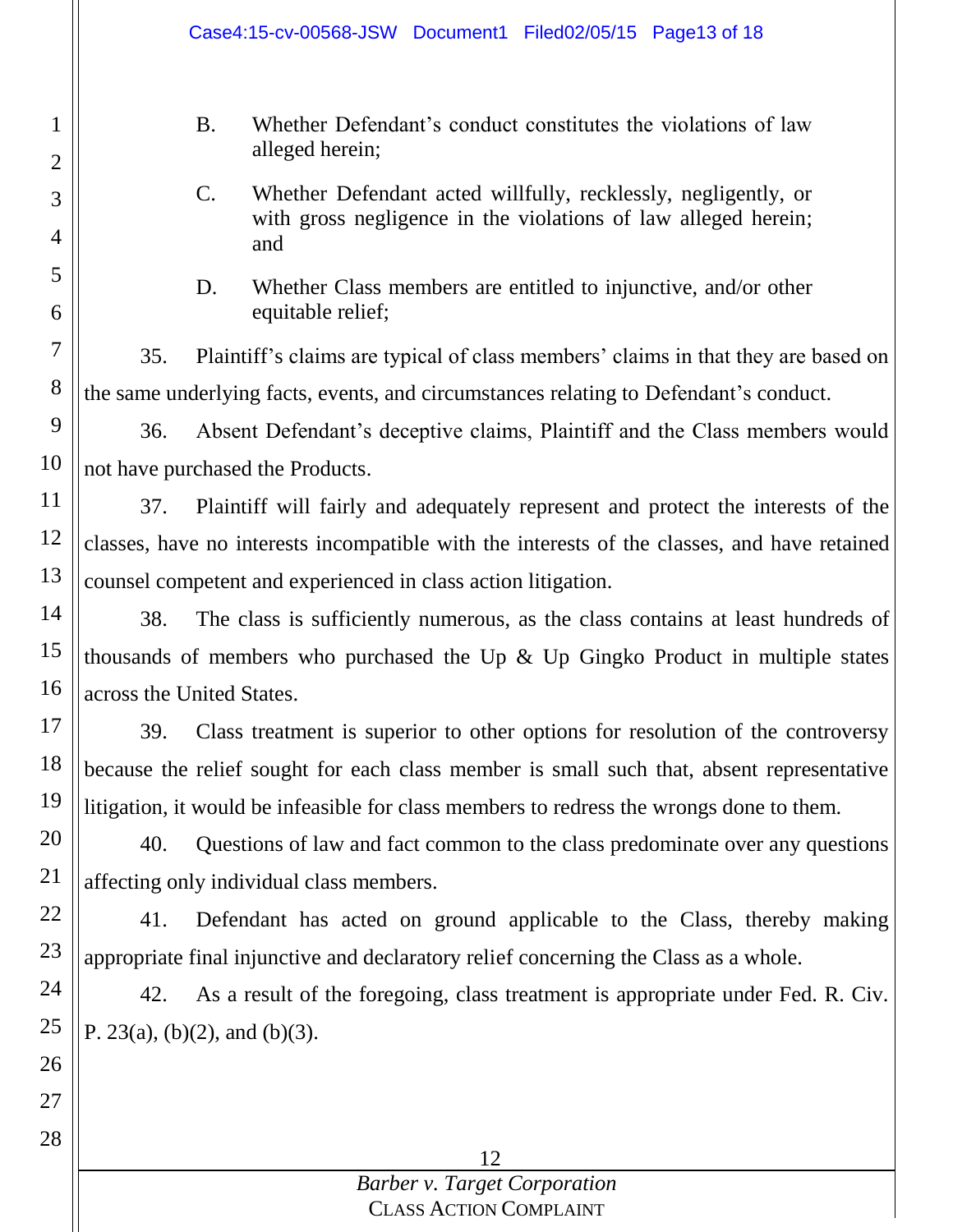B. Whether Defendant's conduct constitutes the violations of law alleged herein;

C. Whether Defendant acted willfully, recklessly, negligently, or with gross negligence in the violations of law alleged herein; and

D. Whether Class members are entitled to injunctive, and/or other equitable relief;

35. Plaintiff's claims are typical of class members' claims in that they are based on the same underlying facts, events, and circumstances relating to Defendant's conduct.

36. Absent Defendant's deceptive claims, Plaintiff and the Class members would not have purchased the Products.

37. Plaintiff will fairly and adequately represent and protect the interests of the classes, have no interests incompatible with the interests of the classes, and have retained counsel competent and experienced in class action litigation.

38. The class is sufficiently numerous, as the class contains at least hundreds of thousands of members who purchased the Up & Up Gingko Product in multiple states across the United States.

39. Class treatment is superior to other options for resolution of the controversy because the relief sought for each class member is small such that, absent representative litigation, it would be infeasible for class members to redress the wrongs done to them.

40. Questions of law and fact common to the class predominate over any questions affecting only individual class members.

41. Defendant has acted on ground applicable to the Class, thereby making appropriate final injunctive and declaratory relief concerning the Class as a whole.

42. As a result of the foregoing, class treatment is appropriate under Fed. R. Civ. P. 23(a), (b)(2), and (b)(3).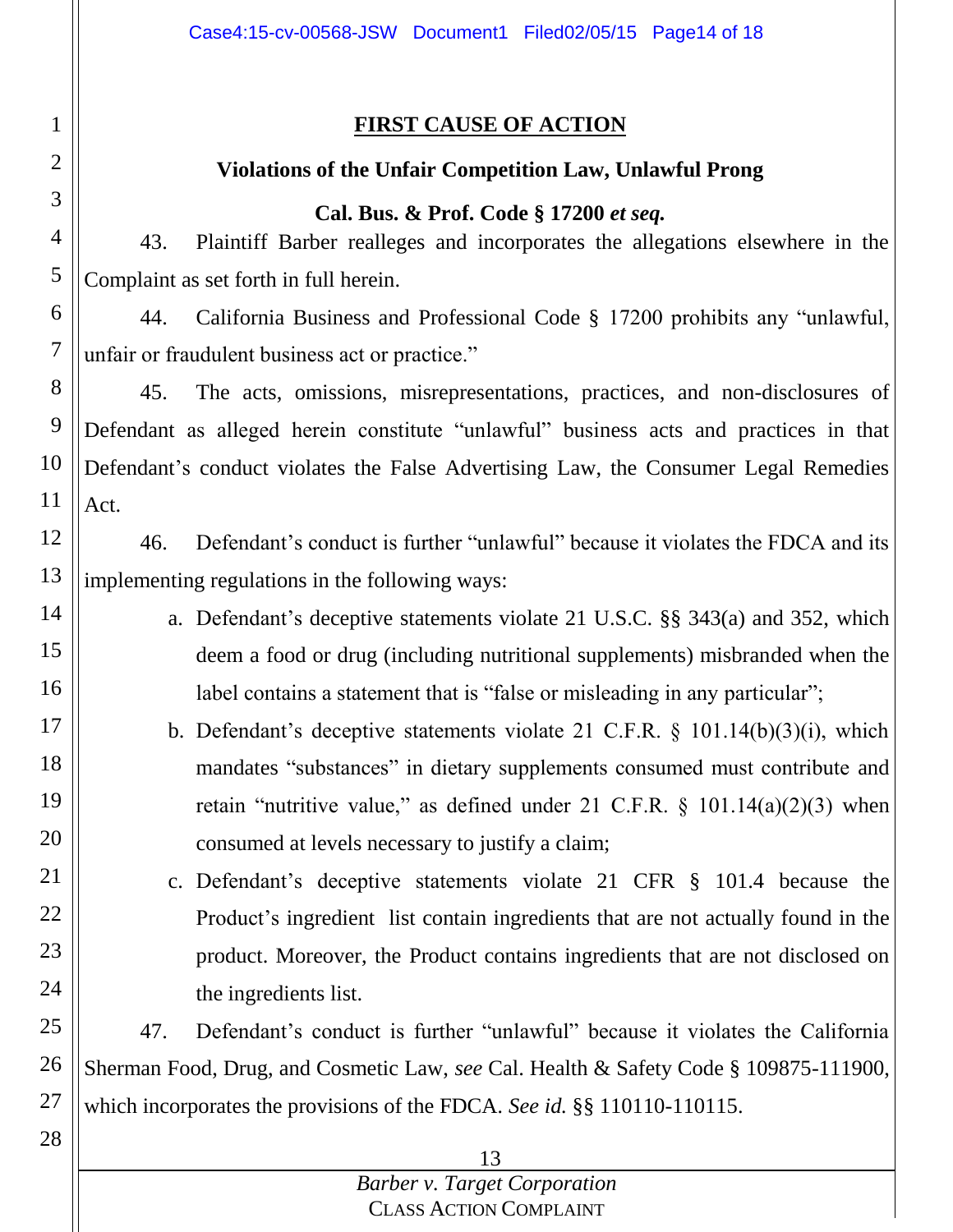## FIRST CAUSE OF ACTION

### Violations of the Unfair Competition Law, Unlawful Prong

### Cal. Bus. & Prof. Code § 17200 *et seq.*

43. Plaintiff Barber realleges and incorporates the allegations elsewhere in the Complaint as set forth in full herein.

44. California Business and Professional Code § 17200 prohibits any "unlawful, unfair or fraudulent business act or practice."

45. The acts, omissions, misrepresentations, practices, and non-disclosures of Defendant as alleged herein constitute "unlawful" business acts and practices in that Defendant's conduct violates the False Advertising Law, the Consumer Legal Remedies Act.

46. Defendant's conduct is further "unlawful" because it violates the FDCA and its implementing regulations in the following ways:

a. Defendant's deceptive statements violate 21 U.S.C. §§ 343(a) and 352, which deem a food or drug (including nutritional supplements) misbranded when the label contains a statement that is "false or misleading in any particular";

b. Defendant's deceptive statements violate 21 C.F.R. § 101.14(b)(3)(i), which mandates "substances" in dietary supplements consumed must contribute and retain "nutritive value," as defined under 21 C.F.R. § 101.14(a)(2)(3) when consumed at levels necessary to justify a claim;

c. Defendant's deceptive statements violate 21 CFR § 101.4 because the Product's ingredient list contain ingredients that are not actually found in the product. Moreover, the Product contains ingredients that are not disclosed on the ingredients list.

47. Defendant's conduct is further "unlawful" because it violates the California Sherman Food, Drug, and Cosmetic Law, *see* Cal. Health & Safety Code § 109875-111900, which incorporates the provisions of the FDCA. *See id.* §§ 110110-110115.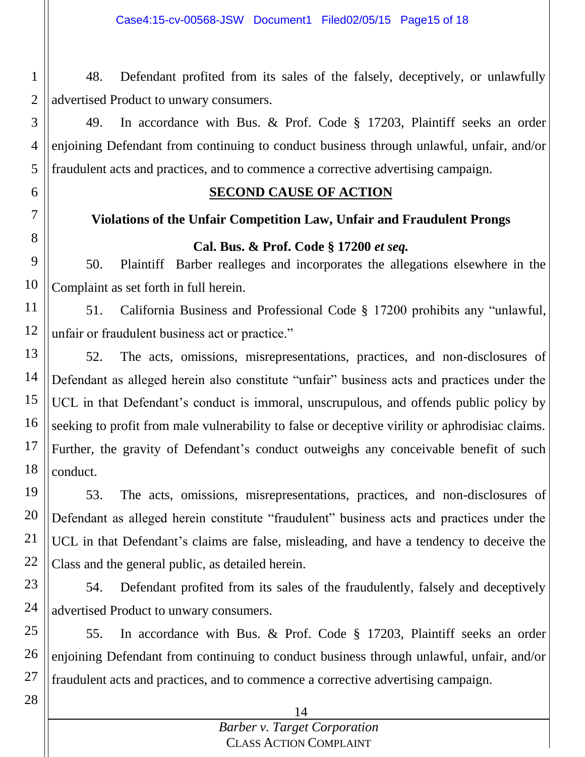48. Defendant profited from its sales of the falsely, deceptively, or unlawfully advertised Product to unwary consumers.

49. In accordance with Bus. & Prof. Code § 17203, Plaintiff seeks an order enjoining Defendant from continuing to conduct business through unlawful, unfair, and/or fraudulent acts and practices, and to commence a corrective advertising campaign.

## SECOND CAUSE OF ACTION

### Violations of the Unfair Competition Law, Unfair and Fraudulent Prongs

### Cal. Bus. & Prof. Code § 17200 *et seq.*

50. Plaintiff Barber realleges and incorporates the allegations elsewhere in the Complaint as set forth in full herein.

51. California Business and Professional Code § 17200 prohibits any "unlawful, unfair or fraudulent business act or practice."

52. The acts, omissions, misrepresentations, practices, and non-disclosures of Defendant as alleged herein also constitute "unfair" business acts and practices under the UCL in that Defendant's conduct is immoral, unscrupulous, and offends public policy by seeking to profit from male vulnerability to false or deceptive virility or aphrodisiac claims. Further, the gravity of Defendant's conduct outweighs any conceivable benefit of such conduct.

53. The acts, omissions, misrepresentations, practices, and non-disclosures of Defendant as alleged herein constitute "fraudulent" business acts and practices under the UCL in that Defendant's claims are false, misleading, and have a tendency to deceive the Class and the general public, as detailed herein.

54. Defendant profited from its sales of the fraudulently, falsely and deceptively advertised Product to unwary consumers.

55. In accordance with Bus. & Prof. Code § 17203, Plaintiff seeks an order enjoining Defendant from continuing to conduct business through unlawful, unfair, and/or fraudulent acts and practices, and to commence a corrective advertising campaign.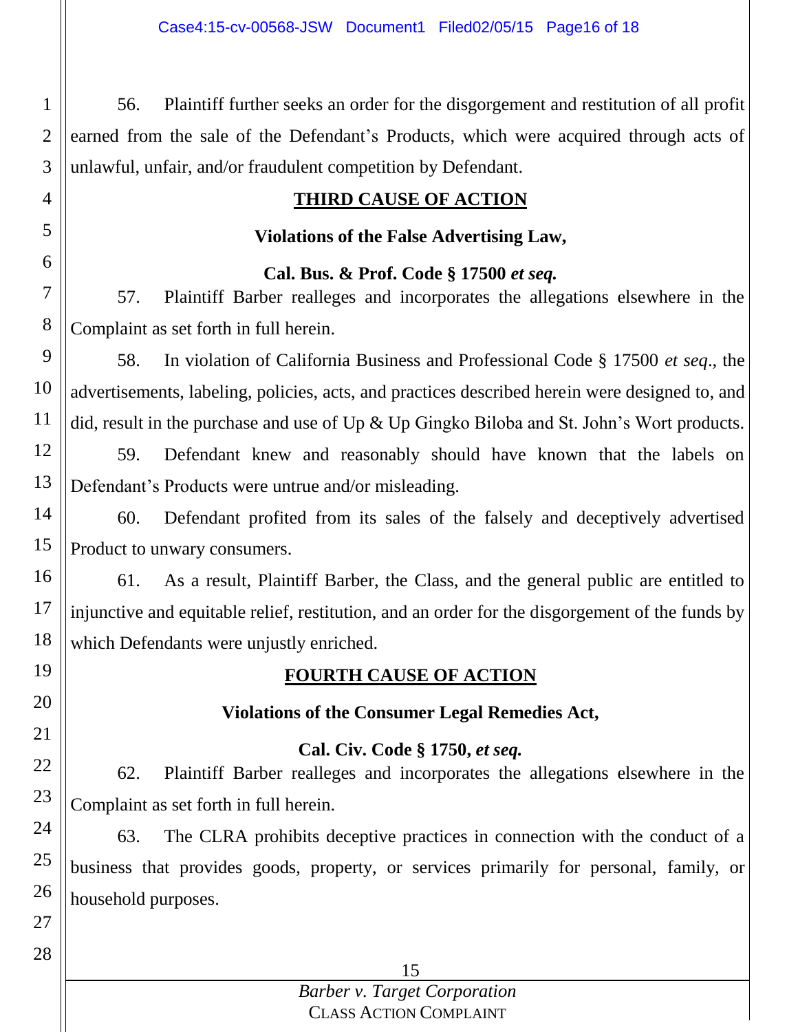56. Plaintiff further seeks an order for the disgorgement and restitution of all profit earned from the sale of the Defendant's Products, which were acquired through acts of unlawful, unfair, and/or fraudulent competition by Defendant.

## THIRD CAUSE OF ACTION

### Violations of the False Advertising Law,

### Cal. Bus. & Prof. Code § 17500 *et seq.*

57. Plaintiff Barber realleges and incorporates the allegations elsewhere in the Complaint as set forth in full herein.

58. In violation of California Business and Professional Code § 17500 *et seq*., the advertisements, labeling, policies, acts, and practices described herein were designed to, and did, result in the purchase and use of Up & Up Gingko Biloba and St. John's Wort products.

59. Defendant knew and reasonably should have known that the labels on Defendant's Products were untrue and/or misleading.

60. Defendant profited from its sales of the falsely and deceptively advertised Product to unwary consumers.

61. As a result, Plaintiff Barber, the Class, and the general public are entitled to injunctive and equitable relief, restitution, and an order for the disgorgement of the funds by which Defendants were unjustly enriched.

## FOURTH CAUSE OF ACTION

### Violations of the Consumer Legal Remedies Act,

### Cal. Civ. Code § 1750, *et seq.*

62. Plaintiff Barber realleges and incorporates the allegations elsewhere in the Complaint as set forth in full herein.

63. The CLRA prohibits deceptive practices in connection with the conduct of a business that provides goods, property, or services primarily for personal, family, or household purposes.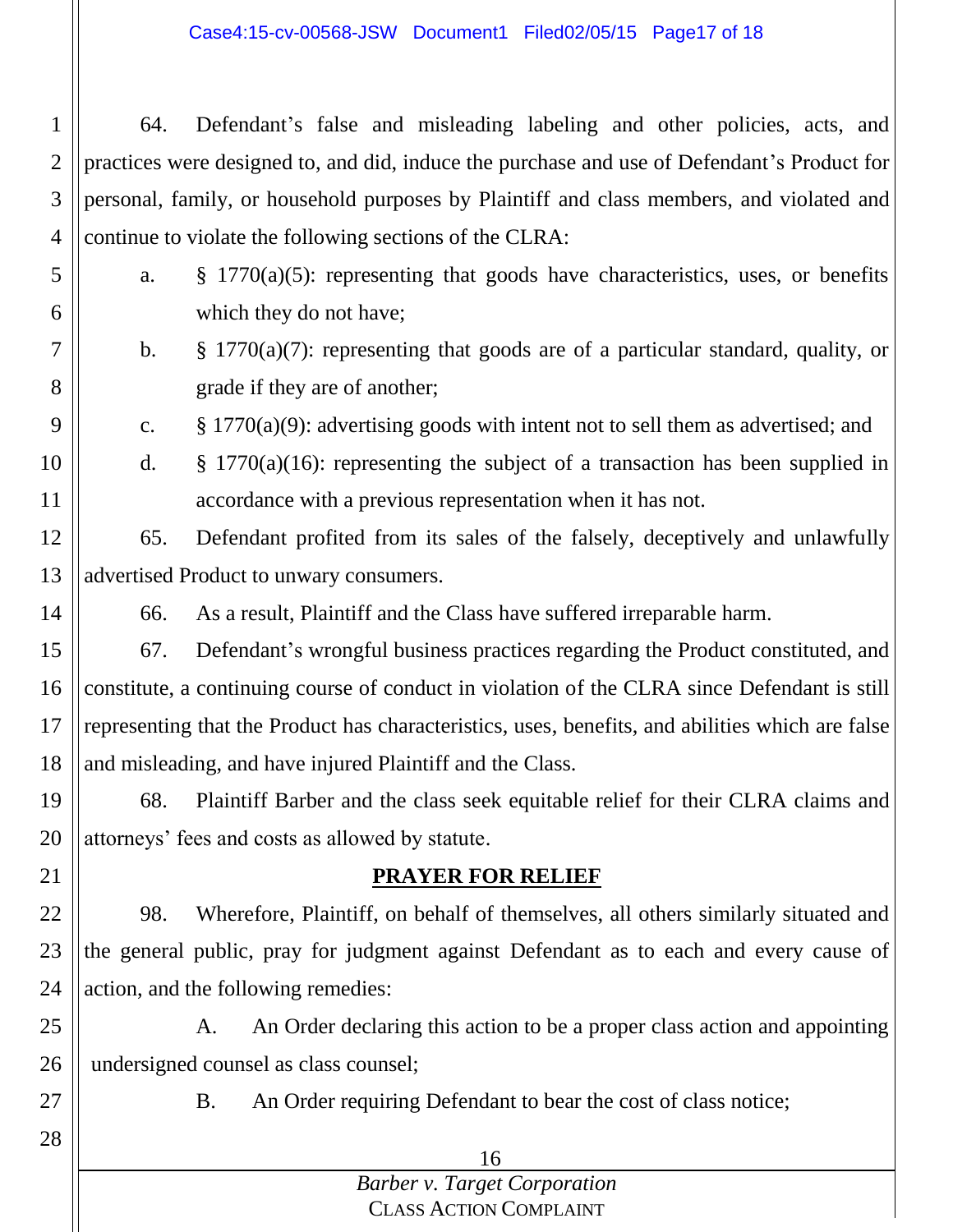64. Defendant's false and misleading labeling and other policies, acts, and practices were designed to, and did, induce the purchase and use of Defendant's Product for personal, family, or household purposes by Plaintiff and class members, and violated and continue to violate the following sections of the CLRA:

a. § 1770(a)(5): representing that goods have characteristics, uses, or benefits which they do not have;

b. § 1770(a)(7): representing that goods are of a particular standard, quality, or grade if they are of another;

c. § 1770(a)(9): advertising goods with intent not to sell them as advertised; and

d. § 1770(a)(16): representing the subject of a transaction has been supplied in accordance with a previous representation when it has not.

65. Defendant profited from its sales of the falsely, deceptively and unlawfully advertised Product to unwary consumers.

66. As a result, Plaintiff and the Class have suffered irreparable harm.

67. Defendant's wrongful business practices regarding the Product constituted, and constitute, a continuing course of conduct in violation of the CLRA since Defendant is still representing that the Product has characteristics, uses, benefits, and abilities which are false and misleading, and have injured Plaintiff and the Class.

68. Plaintiff Barber and the class seek equitable relief for their CLRA claims and attorneys' fees and costs as allowed by statute.

**PRAYER FOR RELIEF**

98. Wherefore, Plaintiff, on behalf of themselves, all others similarly situated and the general public, pray for judgment against Defendant as to each and every cause of action, and the following remedies:

A. An Order declaring this action to be a proper class action and appointing undersigned counsel as class counsel;

B. An Order requiring Defendant to bear the cost of class notice;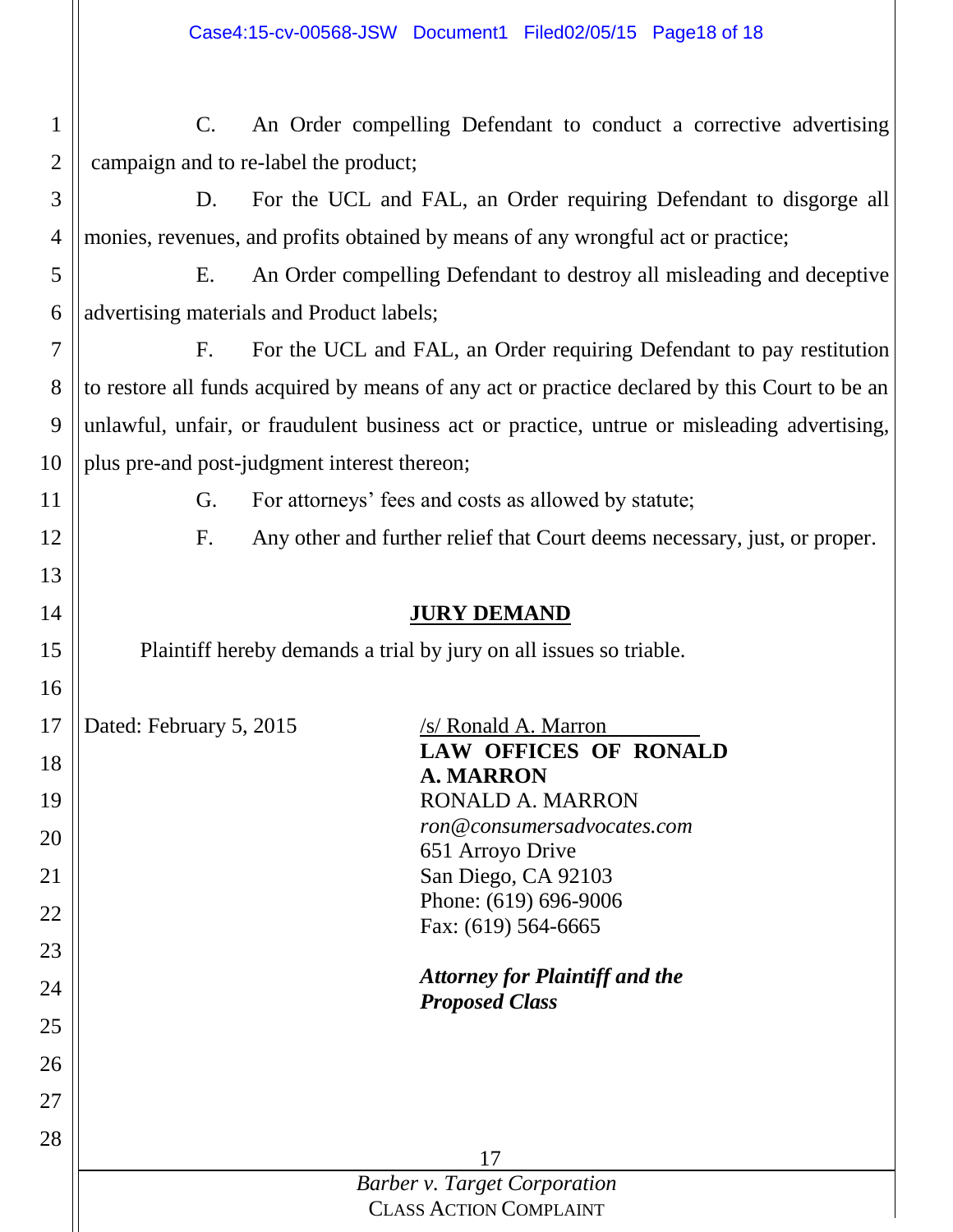C. An Order compelling Defendant to conduct a corrective advertising campaign and to re-label the product;

D. For the UCL and FAL, an Order requiring Defendant to disgorge all monies, revenues, and profits obtained by means of any wrongful act or practice;

E. An Order compelling Defendant to destroy all misleading and deceptive advertising materials and Product labels;

F. For the UCL and FAL, an Order requiring Defendant to pay restitution to restore all funds acquired by means of any act or practice declared by this Court to be an unlawful, unfair, or fraudulent business act or practice, untrue or misleading advertising, plus pre-and post-judgment interest thereon;

G. For attorneys' fees and costs as allowed by statute;

F. Any other and further relief that Court deems necessary, just, or proper.

## JURY DEMAND

Plaintiff hereby demands a trial by jury on all issues so triable.

Dated: February 5, 2015

/s/ Ronald A. Marron
**LAW OFFICES OF RONALD A. MARRON**
RONALD A. MARRON
*ron@consumersadvocates.com*
651 Arroyo Drive
San Diego, CA 92103
Phone: (619) 696-9006
Fax: (619) 564-6665

***Attorney for Plaintiff and the Proposed Class***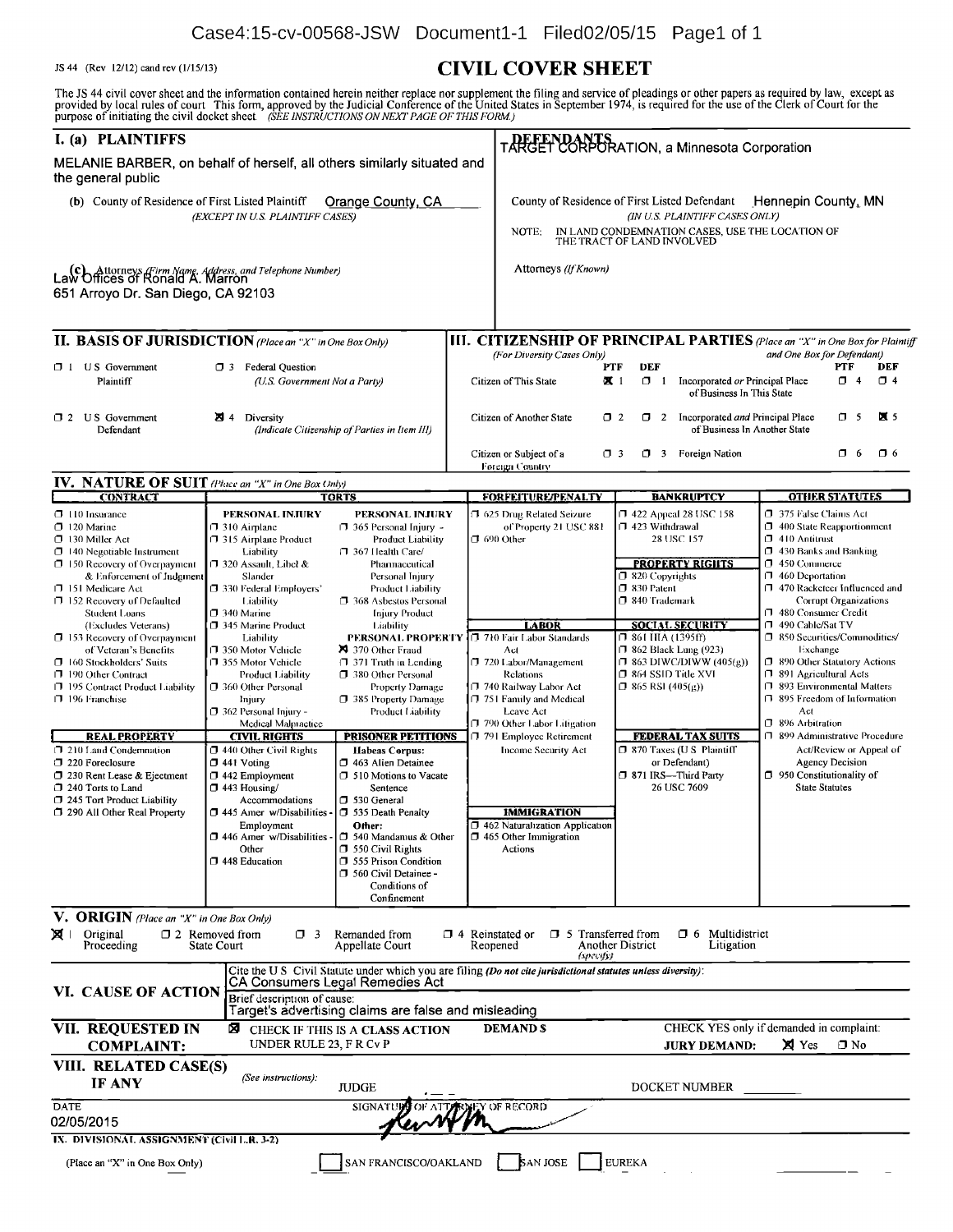JS 44 (Rev 12/12) cand rev (1/15/13)

# CIVIL COVER SHEET

The JS 44 civil cover sheet and the information contained herein neither replace nor supplement the filing and service of pleadings or other papers as required by law, except as provided by local rules of court This form, approved by the Judicial Conference of the United States in September 1974, is required for the use of the Clerk of Court for the purpose of initiating the civil docket sheet (*SEE INSTRUCTIONS ON NEXT PAGE OF THIS FORM.*)

## I. (a) PLAINTIFFS

MELANIE BARBER, on behalf of herself, all others similarly situated and the general public

**DEFENDANTS**

TARGET CORPORATION, a Minnesota Corporation

(b) County of Residence of First Listed Plaintiff: Orange County, CA
(*EXCEPT IN U.S. PLAINTIFF CASES*)

County of Residence of First Listed Defendant: Hennepin County, MN
(*IN U.S. PLAINTIFF CASES ONLY*)

NOTE: IN LAND CONDEMNATION CASES, USE THE LOCATION OF THE TRACT OF LAND INVOLVED

(c) Attorneys (*Firm Name, Address, and Telephone Number*)
Law Offices of Ronald A. Marron
651 Arroyo Dr. San Diego, CA 92103

Attorneys (*If Known*)

## II. BASIS OF JURISDICTION (*Place an "X" in One Box Only*)

- ☐ 1 U.S. Government Plaintiff
- ☐ 3 Federal Question (U.S. Government Not a Party)
- ☐ 2 U.S. Government Defendant
- ☒ 4 Diversity (Indicate Citizenship of Parties in Item III)

## III. CITIZENSHIP OF PRINCIPAL PARTIES (*Place an "X" in One Box for Plaintiff and One Box for Defendant*)

(For Diversity Cases Only)

| | PTF | DEF | | PTF | DEF |
|---|---|---|---|---|---|
| Citizen of This State | ☒ 1 | ☐ 1 | Incorporated *or* Principal Place of Business In This State | ☐ 4 | ☐ 4 |
| Citizen of Another State | ☐ 2 | ☐ 2 | Incorporated *and* Principal Place of Business In Another State | ☐ 5 | ☒ 5 |
| Citizen or Subject of a Foreign Country | ☐ 3 | ☐ 3 | Foreign Nation | ☐ 6 | ☐ 6 |

## IV. NATURE OF SUIT (*Place an "X" in One Box Only*)

**CONTRACT**
- ☐ 110 Insurance
- ☐ 120 Marine
- ☐ 130 Miller Act
- ☐ 140 Negotiable Instrument
- ☐ 150 Recovery of Overpayment & Enforcement of Judgment
- ☐ 151 Medicare Act
- ☐ 152 Recovery of Defaulted Student Loans (Excludes Veterans)
- ☐ 153 Recovery of Overpayment of Veteran's Benefits
- ☐ 160 Stockholders' Suits
- ☐ 190 Other Contract
- ☐ 195 Contract Product Liability
- ☐ 196 Franchise

**REAL PROPERTY**
- ☐ 210 Land Condemnation
- ☐ 220 Foreclosure
- ☐ 230 Rent Lease & Ejectment
- ☐ 240 Torts to Land
- ☐ 245 Tort Product Liability
- ☐ 290 All Other Real Property

**TORTS**

PERSONAL INJURY
- ☐ 310 Airplane
- ☐ 315 Airplane Product Liability
- ☐ 320 Assault, Libel & Slander
- ☐ 330 Federal Employers' Liability
- ☐ 340 Marine
- ☐ 345 Marine Product Liability
- ☐ 350 Motor Vehicle
- ☐ 355 Motor Vehicle Product Liability
- ☐ 360 Other Personal Injury
- ☐ 362 Personal Injury - Medical Malpractice

PERSONAL INJURY
- ☐ 365 Personal Injury - Product Liability
- ☐ 367 Health Care/ Pharmaceutical Personal Injury Product Liability
- ☐ 368 Asbestos Personal Injury Product Liability

PERSONAL PROPERTY
- ☒ 370 Other Fraud
- ☐ 371 Truth in Lending
- ☐ 380 Other Personal Property Damage
- ☐ 385 Property Damage Product Liability

**CIVIL RIGHTS**
- ☐ 440 Other Civil Rights
- ☐ 441 Voting
- ☐ 442 Employment
- ☐ 443 Housing/ Accommodations
- ☐ 445 Amer w/Disabilities - Employment
- ☐ 446 Amer w/Disabilities - Other
- ☐ 448 Education

**PRISONER PETITIONS**

Habeas Corpus:
- ☐ 463 Alien Detainee
- ☐ 510 Motions to Vacate Sentence
- ☐ 530 General
- ☐ 535 Death Penalty

Other:
- ☐ 540 Mandamus & Other
- ☐ 550 Civil Rights
- ☐ 555 Prison Condition
- ☐ 560 Civil Detainee - Conditions of Confinement

**FORFEITURE/PENALTY**
- ☐ 625 Drug Related Seizure of Property 21 USC 881
- ☐ 690 Other

**LABOR**
- ☐ 710 Fair Labor Standards Act
- ☐ 720 Labor/Management Relations
- ☐ 740 Railway Labor Act
- ☐ 751 Family and Medical Leave Act
- ☐ 790 Other Labor Litigation
- ☐ 791 Employee Retirement Income Security Act

**IMMIGRATION**
- ☐ 462 Naturalization Application
- ☐ 465 Other Immigration Actions

**BANKRUPTCY**
- ☐ 422 Appeal 28 USC 158
- ☐ 423 Withdrawal 28 USC 157

**PROPERTY RIGHTS**
- ☐ 820 Copyrights
- ☐ 830 Patent
- ☐ 840 Trademark

**SOCIAL SECURITY**
- ☐ 861 HIA (1395ff)
- ☐ 862 Black Lung (923)
- ☐ 863 DIWC/DIWW (405(g))
- ☐ 864 SSID Title XVI
- ☐ 865 RSI (405(g))

**FEDERAL TAX SUITS**
- ☐ 870 Taxes (U.S. Plaintiff or Defendant)
- ☐ 871 IRS—Third Party 26 USC 7609

**OTHER STATUTES**
- ☐ 375 False Claims Act
- ☐ 400 State Reapportionment
- ☐ 410 Antitrust
- ☐ 430 Banks and Banking
- ☐ 450 Commerce
- ☐ 460 Deportation
- ☐ 470 Racketeer Influenced and Corrupt Organizations
- ☐ 480 Consumer Credit
- ☐ 490 Cable/Sat TV
- ☐ 850 Securities/Commodities/ Exchange
- ☐ 890 Other Statutory Actions
- ☐ 891 Agricultural Acts
- ☐ 893 Environmental Matters
- ☐ 895 Freedom of Information Act
- ☐ 896 Arbitration
- ☐ 899 Administrative Procedure Act/Review or Appeal of Agency Decision
- ☐ 950 Constitutionality of State Statutes

## V. ORIGIN (*Place an "X" in One Box Only*)

☒ 1 Original Proceeding ☐ 2 Removed from State Court ☐ 3 Remanded from Appellate Court ☐ 4 Reinstated or Reopened ☐ 5 Transferred from Another District (*specify*) ☐ 6 Multidistrict Litigation

## VI. CAUSE OF ACTION

Cite the U.S. Civil Statute under which you are filing (*Do not cite jurisdictional statutes unless diversity*):
CA Consumers Legal Remedies Act

Brief description of cause:
Target's advertising claims are false and misleading

## VII. REQUESTED IN COMPLAINT:

☒ CHECK IF THIS IS A CLASS ACTION UNDER RULE 23, F.R.Cv.P.

DEMAND $

CHECK YES only if demanded in complaint: JURY DEMAND: ☒ Yes ☐ No

## VIII. RELATED CASE(S) IF ANY

(*See instructions*): JUDGE DOCKET NUMBER

DATE: 02/05/2015

SIGNATURE OF ATTORNEY OF RECORD

## IX. DIVISIONAL ASSIGNMENT (Civil L.R. 3-2)

(Place an "X" in One Box Only) ☐ SAN FRANCISCO/OAKLAND ☐ SAN JOSE ☐ EUREKA